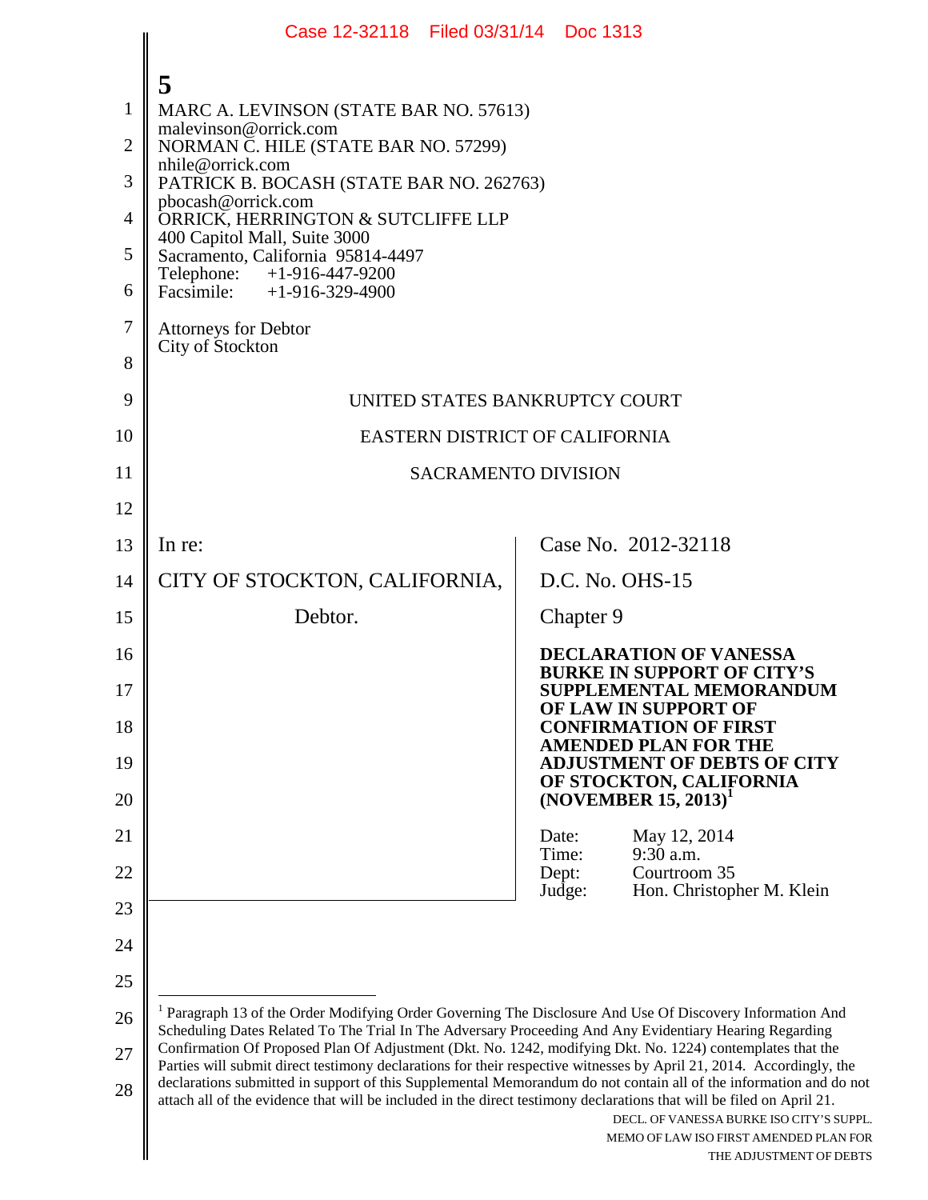**5**

MARC A. LEVINSON (STATE BAR NO. 57613)
malevinson@orrick.com
NORMAN C. HILE (STATE BAR NO. 57299)
nhile@orrick.com
PATRICK B. BOCASH (STATE BAR NO. 262763)
pbocash@orrick.com
ORRICK, HERRINGTON & SUTCLIFFE LLP
400 Capitol Mall, Suite 3000
Sacramento, California 95814-4497
Telephone: +1-916-447-9200
Facsimile: +1-916-329-4900

Attorneys for Debtor
City of Stockton

UNITED STATES BANKRUPTCY COURT

EASTERN DISTRICT OF CALIFORNIA

SACRAMENTO DIVISION

In re:

CITY OF STOCKTON, CALIFORNIA,

Debtor.

Case No. 2012-32118

D.C. No. OHS-15

Chapter 9

**DECLARATION OF VANESSA BURKE IN SUPPORT OF CITY'S SUPPLEMENTAL MEMORANDUM OF LAW IN SUPPORT OF CONFIRMATION OF FIRST AMENDED PLAN FOR THE ADJUSTMENT OF DEBTS OF CITY OF STOCKTON, CALIFORNIA (NOVEMBER 15, 2013)**[1]

Date: May 12, 2014
Time: 9:30 a.m.
Dept: Courtroom 35
Judge: Hon. Christopher M. Klein

---

[1] Paragraph 13 of the Order Modifying Order Governing The Disclosure And Use Of Discovery Information And Scheduling Dates Related To The Trial In The Adversary Proceeding And Any Evidentiary Hearing Regarding Confirmation Of Proposed Plan Of Adjustment (Dkt. No. 1242, modifying Dkt. No. 1224) contemplates that the Parties will submit direct testimony declarations for their respective witnesses by April 21, 2014. Accordingly, the declarations submitted in support of this Supplemental Memorandum do not contain all of the information and do not attach all of the evidence that will be included in the direct testimony declarations that will be filed on April 21.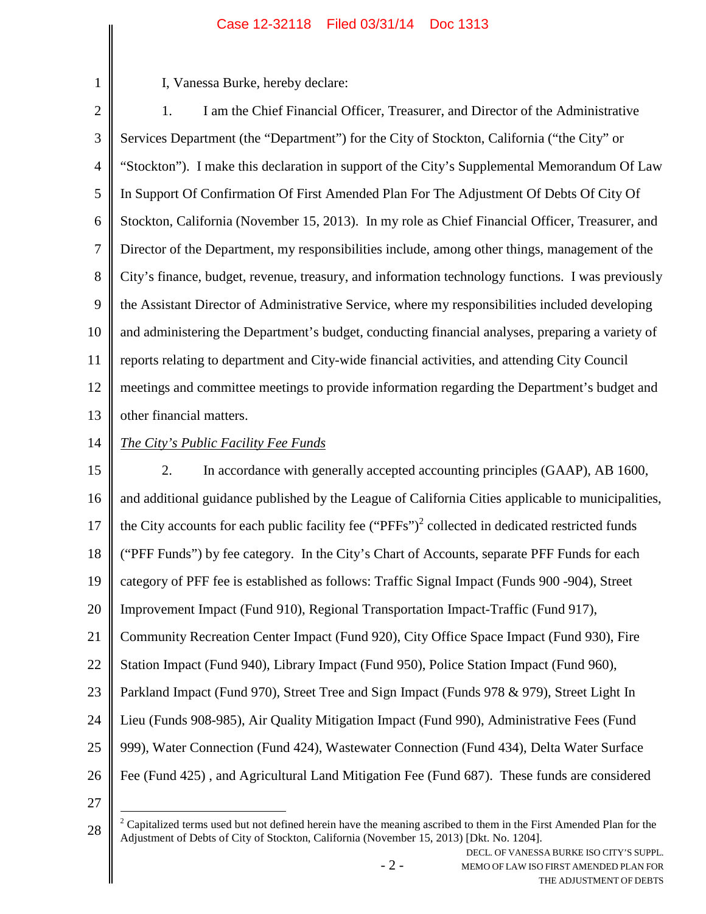I, Vanessa Burke, hereby declare:

1. I am the Chief Financial Officer, Treasurer, and Director of the Administrative Services Department (the "Department") for the City of Stockton, California ("the City" or "Stockton"). I make this declaration in support of the City's Supplemental Memorandum Of Law In Support Of Confirmation Of First Amended Plan For The Adjustment Of Debts Of City Of Stockton, California (November 15, 2013). In my role as Chief Financial Officer, Treasurer, and Director of the Department, my responsibilities include, among other things, management of the City's finance, budget, revenue, treasury, and information technology functions. I was previously the Assistant Director of Administrative Service, where my responsibilities included developing and administering the Department's budget, conducting financial analyses, preparing a variety of reports relating to department and City-wide financial activities, and attending City Council meetings and committee meetings to provide information regarding the Department's budget and other financial matters.

*The City's Public Facility Fee Funds*

2. In accordance with generally accepted accounting principles (GAAP), AB 1600, and additional guidance published by the League of California Cities applicable to municipalities, the City accounts for each public facility fee ("PFFs")[2] collected in dedicated restricted funds ("PFF Funds") by fee category. In the City's Chart of Accounts, separate PFF Funds for each category of PFF fee is established as follows: Traffic Signal Impact (Funds 900 -904), Street Improvement Impact (Fund 910), Regional Transportation Impact-Traffic (Fund 917), Community Recreation Center Impact (Fund 920), City Office Space Impact (Fund 930), Fire Station Impact (Fund 940), Library Impact (Fund 950), Police Station Impact (Fund 960), Parkland Impact (Fund 970), Street Tree and Sign Impact (Funds 978 & 979), Street Light In Lieu (Funds 908-985), Air Quality Mitigation Impact (Fund 990), Administrative Fees (Fund 999), Water Connection (Fund 424), Wastewater Connection (Fund 434), Delta Water Surface Fee (Fund 425) , and Agricultural Land Mitigation Fee (Fund 687). These funds are considered

---

[2] Capitalized terms used but not defined herein have the meaning ascribed to them in the First Amended Plan for the Adjustment of Debts of City of Stockton, California (November 15, 2013) [Dkt. No. 1204].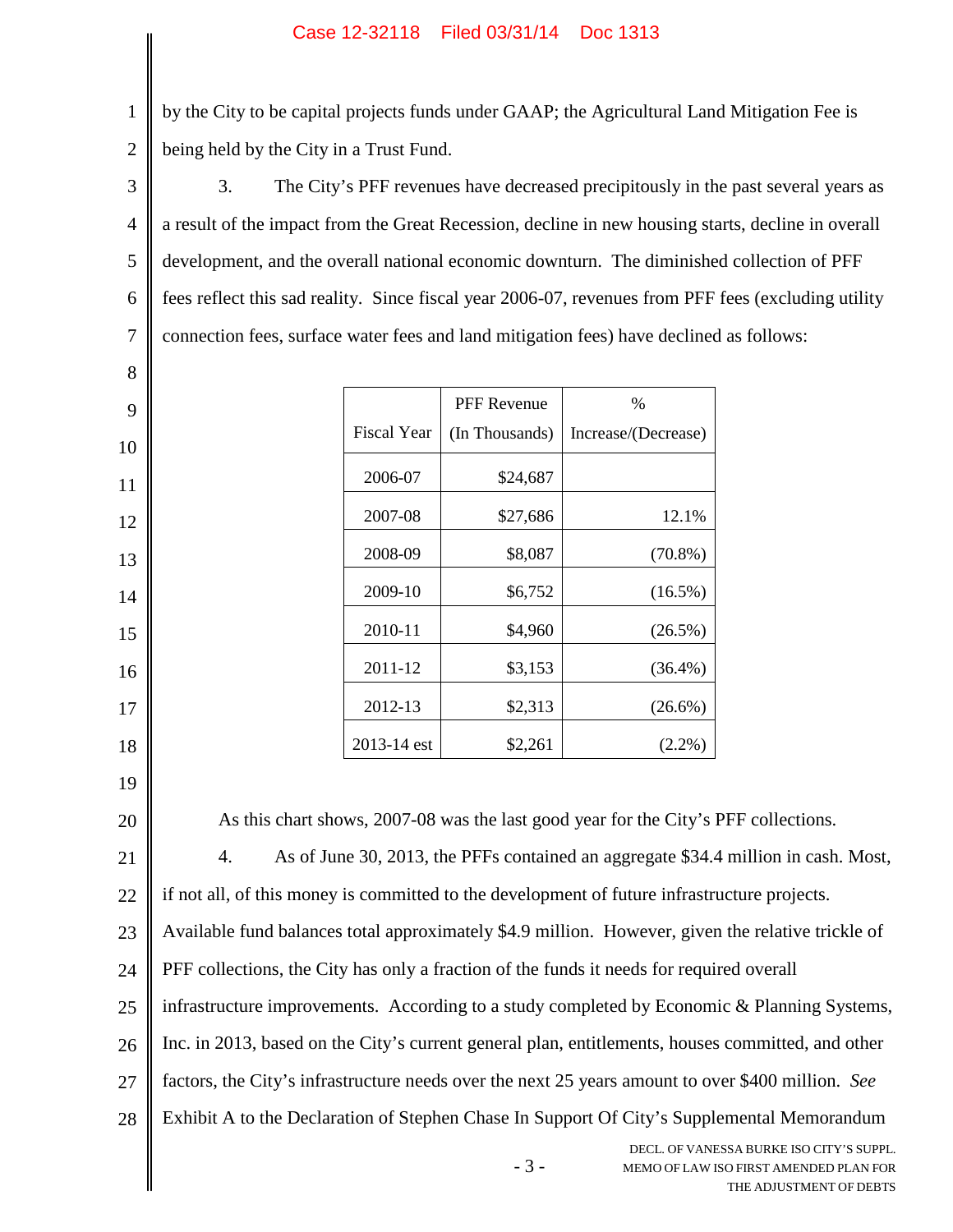by the City to be capital projects funds under GAAP; the Agricultural Land Mitigation Fee is being held by the City in a Trust Fund.

3. The City's PFF revenues have decreased precipitously in the past several years as a result of the impact from the Great Recession, decline in new housing starts, decline in overall development, and the overall national economic downturn. The diminished collection of PFF fees reflect this sad reality. Since fiscal year 2006-07, revenues from PFF fees (excluding utility connection fees, surface water fees and land mitigation fees) have declined as follows:

| Fiscal Year | PFF Revenue (In Thousands) | % Increase/(Decrease) |
|---|---|---|
| 2006-07 | $24,687 | |
| 2007-08 | $27,686 | 12.1% |
| 2008-09 | $8,087 | (70.8%) |
| 2009-10 | $6,752 | (16.5%) |
| 2010-11 | $4,960 | (26.5%) |
| 2011-12 | $3,153 | (36.4%) |
| 2012-13 | $2,313 | (26.6%) |
| 2013-14 est | $2,261 | (2.2%) |

As this chart shows, 2007-08 was the last good year for the City's PFF collections.

4. As of June 30, 2013, the PFFs contained an aggregate $34.4 million in cash. Most, if not all, of this money is committed to the development of future infrastructure projects. Available fund balances total approximately $4.9 million. However, given the relative trickle of PFF collections, the City has only a fraction of the funds it needs for required overall infrastructure improvements. According to a study completed by Economic & Planning Systems, Inc. in 2013, based on the City's current general plan, entitlements, houses committed, and other factors, the City's infrastructure needs over the next 25 years amount to over $400 million. *See* Exhibit A to the Declaration of Stephen Chase In Support Of City's Supplemental Memorandum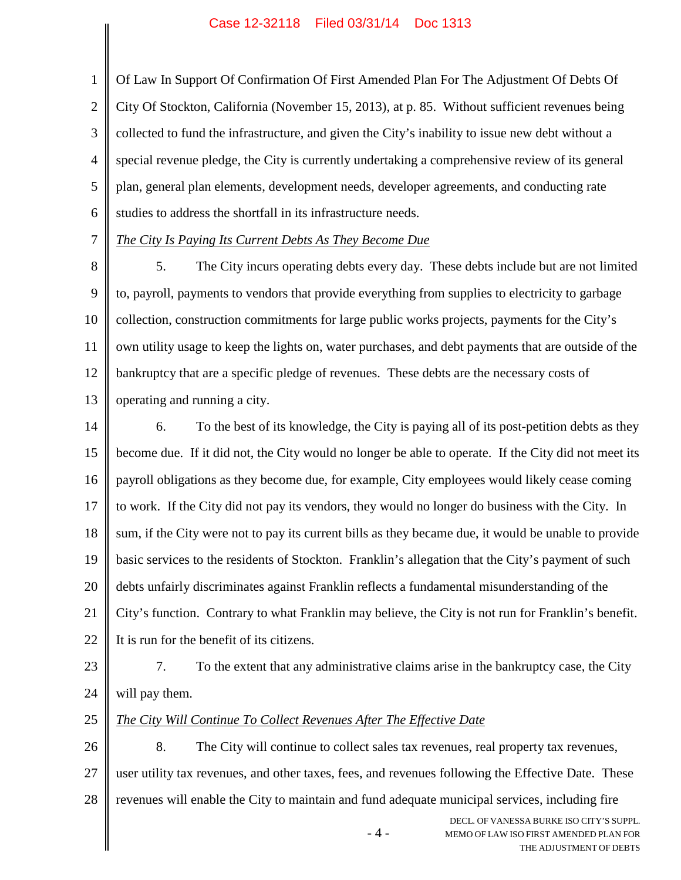Of Law In Support Of Confirmation Of First Amended Plan For The Adjustment Of Debts Of City Of Stockton, California (November 15, 2013), at p. 85. Without sufficient revenues being collected to fund the infrastructure, and given the City's inability to issue new debt without a special revenue pledge, the City is currently undertaking a comprehensive review of its general plan, general plan elements, development needs, developer agreements, and conducting rate studies to address the shortfall in its infrastructure needs.

*The City Is Paying Its Current Debts As They Become Due*

5. The City incurs operating debts every day. These debts include but are not limited to, payroll, payments to vendors that provide everything from supplies to electricity to garbage collection, construction commitments for large public works projects, payments for the City's own utility usage to keep the lights on, water purchases, and debt payments that are outside of the bankruptcy that are a specific pledge of revenues. These debts are the necessary costs of operating and running a city.

6. To the best of its knowledge, the City is paying all of its post-petition debts as they become due. If it did not, the City would no longer be able to operate. If the City did not meet its payroll obligations as they become due, for example, City employees would likely cease coming to work. If the City did not pay its vendors, they would no longer do business with the City. In sum, if the City were not to pay its current bills as they became due, it would be unable to provide basic services to the residents of Stockton. Franklin's allegation that the City's payment of such debts unfairly discriminates against Franklin reflects a fundamental misunderstanding of the City's function. Contrary to what Franklin may believe, the City is not run for Franklin's benefit. It is run for the benefit of its citizens.

7. To the extent that any administrative claims arise in the bankruptcy case, the City will pay them.

*The City Will Continue To Collect Revenues After The Effective Date*

8. The City will continue to collect sales tax revenues, real property tax revenues, user utility tax revenues, and other taxes, fees, and revenues following the Effective Date. These revenues will enable the City to maintain and fund adequate municipal services, including fire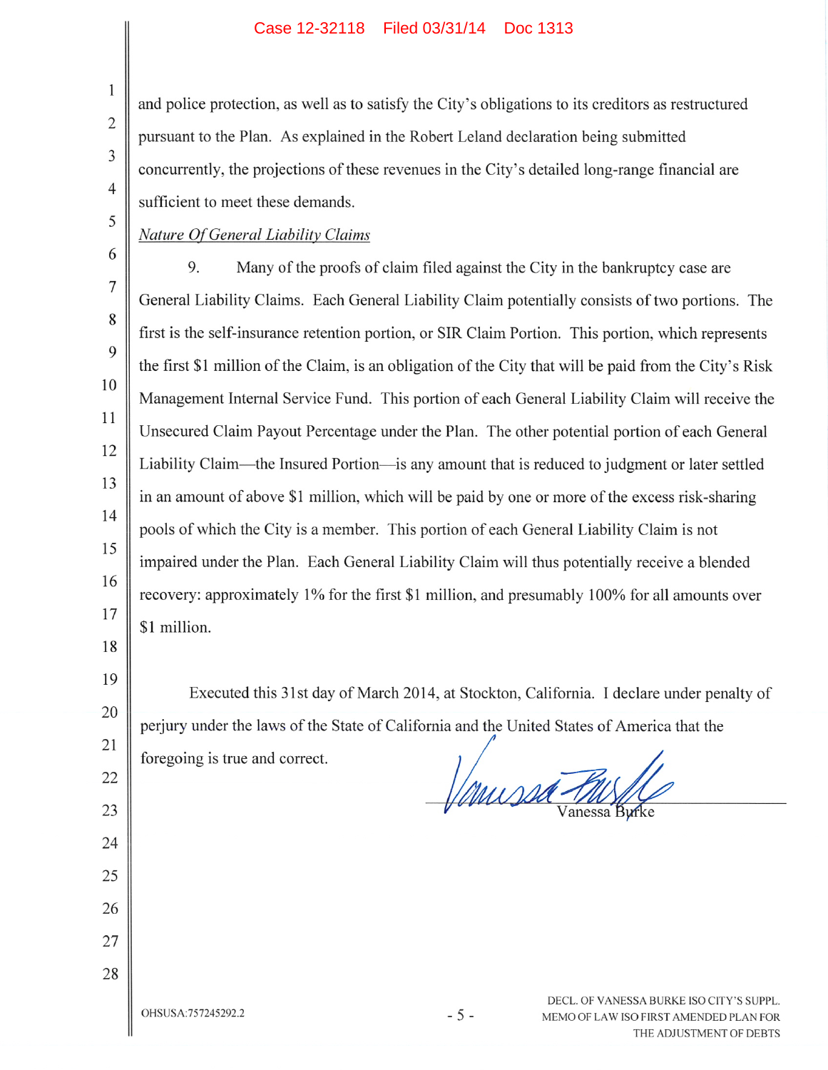and police protection, as well as to satisfy the City's obligations to its creditors as restructured pursuant to the Plan. As explained in the Robert Leland declaration being submitted concurrently, the projections of these revenues in the City's detailed long-range financial are sufficient to meet these demands.

*Nature Of General Liability Claims*

9. Many of the proofs of claim filed against the City in the bankruptcy case are General Liability Claims. Each General Liability Claim potentially consists of two portions. The first is the self-insurance retention portion, or SIR Claim Portion. This portion, which represents the first $1 million of the Claim, is an obligation of the City that will be paid from the City's Risk Management Internal Service Fund. This portion of each General Liability Claim will receive the Unsecured Claim Payout Percentage under the Plan. The other potential portion of each General Liability Claim—the Insured Portion—is any amount that is reduced to judgment or later settled in an amount of above $1 million, which will be paid by one or more of the excess risk-sharing pools of which the City is a member. This portion of each General Liability Claim is not impaired under the Plan. Each General Liability Claim will thus potentially receive a blended recovery: approximately 1% for the first $1 million, and presumably 100% for all amounts over $1 million.

Executed this 31st day of March 2014, at Stockton, California. I declare under penalty of perjury under the laws of the State of California and the United States of America that the foregoing is true and correct.

Vanessa Burke